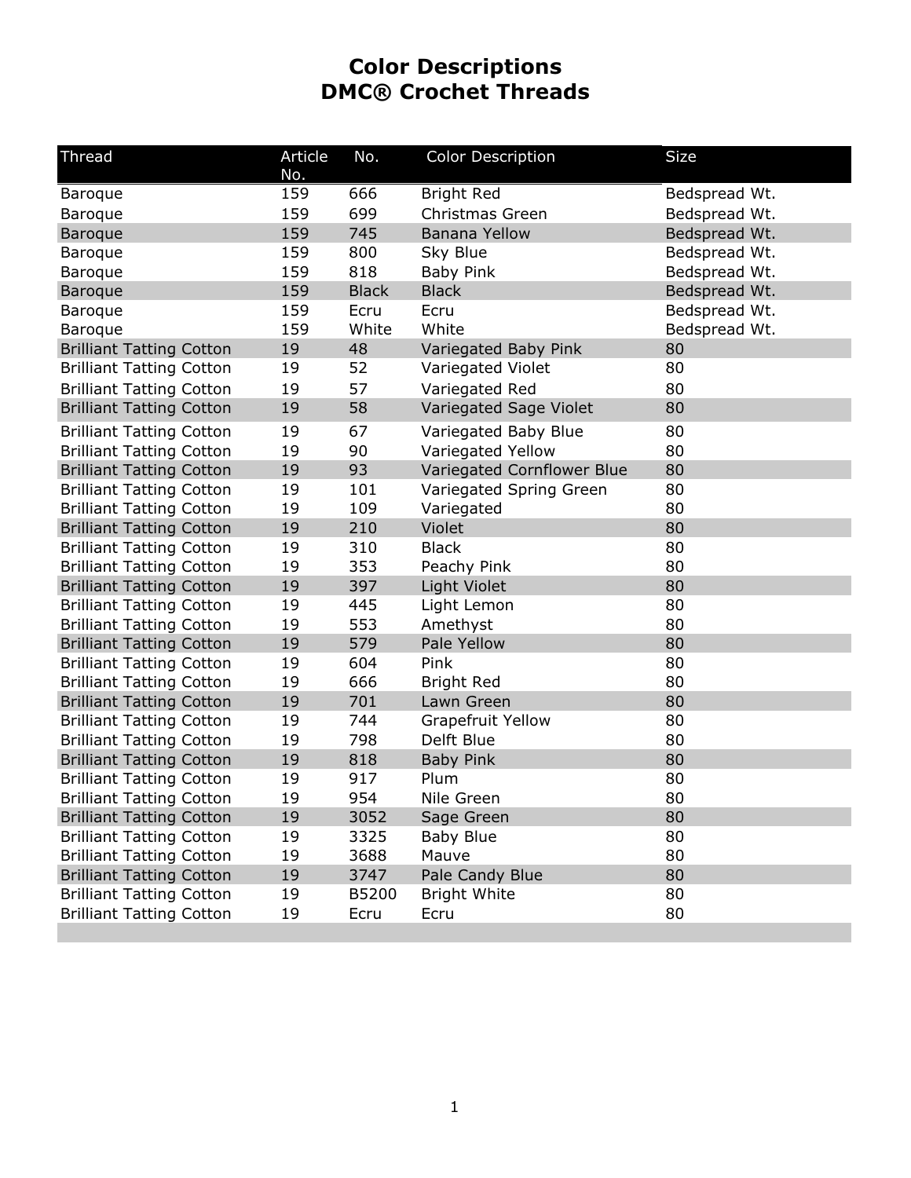# Color Descriptions
# DMC® Crochet Threads

| Thread | Article No. | No. | Color Description | Size |
|---|---|---|---|---|
| Baroque | 159 | 666 | Bright Red | Bedspread Wt. |
| Baroque | 159 | 699 | Christmas Green | Bedspread Wt. |
| Baroque | 159 | 745 | Banana Yellow | Bedspread Wt. |
| Baroque | 159 | 800 | Sky Blue | Bedspread Wt. |
| Baroque | 159 | 818 | Baby Pink | Bedspread Wt. |
| Baroque | 159 | Black | Black | Bedspread Wt. |
| Baroque | 159 | Ecru | Ecru | Bedspread Wt. |
| Baroque | 159 | White | White | Bedspread Wt. |
| Brilliant Tatting Cotton | 19 | 48 | Variegated Baby Pink | 80 |
| Brilliant Tatting Cotton | 19 | 52 | Variegated Violet | 80 |
| Brilliant Tatting Cotton | 19 | 57 | Variegated Red | 80 |
| Brilliant Tatting Cotton | 19 | 58 | Variegated Sage Violet | 80 |
| Brilliant Tatting Cotton | 19 | 67 | Variegated Baby Blue | 80 |
| Brilliant Tatting Cotton | 19 | 90 | Variegated Yellow | 80 |
| Brilliant Tatting Cotton | 19 | 93 | Variegated Cornflower Blue | 80 |
| Brilliant Tatting Cotton | 19 | 101 | Variegated Spring Green | 80 |
| Brilliant Tatting Cotton | 19 | 109 | Variegated | 80 |
| Brilliant Tatting Cotton | 19 | 210 | Violet | 80 |
| Brilliant Tatting Cotton | 19 | 310 | Black | 80 |
| Brilliant Tatting Cotton | 19 | 353 | Peachy Pink | 80 |
| Brilliant Tatting Cotton | 19 | 397 | Light Violet | 80 |
| Brilliant Tatting Cotton | 19 | 445 | Light Lemon | 80 |
| Brilliant Tatting Cotton | 19 | 553 | Amethyst | 80 |
| Brilliant Tatting Cotton | 19 | 579 | Pale Yellow | 80 |
| Brilliant Tatting Cotton | 19 | 604 | Pink | 80 |
| Brilliant Tatting Cotton | 19 | 666 | Bright Red | 80 |
| Brilliant Tatting Cotton | 19 | 701 | Lawn Green | 80 |
| Brilliant Tatting Cotton | 19 | 744 | Grapefruit Yellow | 80 |
| Brilliant Tatting Cotton | 19 | 798 | Delft Blue | 80 |
| Brilliant Tatting Cotton | 19 | 818 | Baby Pink | 80 |
| Brilliant Tatting Cotton | 19 | 917 | Plum | 80 |
| Brilliant Tatting Cotton | 19 | 954 | Nile Green | 80 |
| Brilliant Tatting Cotton | 19 | 3052 | Sage Green | 80 |
| Brilliant Tatting Cotton | 19 | 3325 | Baby Blue | 80 |
| Brilliant Tatting Cotton | 19 | 3688 | Mauve | 80 |
| Brilliant Tatting Cotton | 19 | 3747 | Pale Candy Blue | 80 |
| Brilliant Tatting Cotton | 19 | B5200 | Bright White | 80 |
| Brilliant Tatting Cotton | 19 | Ecru | Ecru | 80 |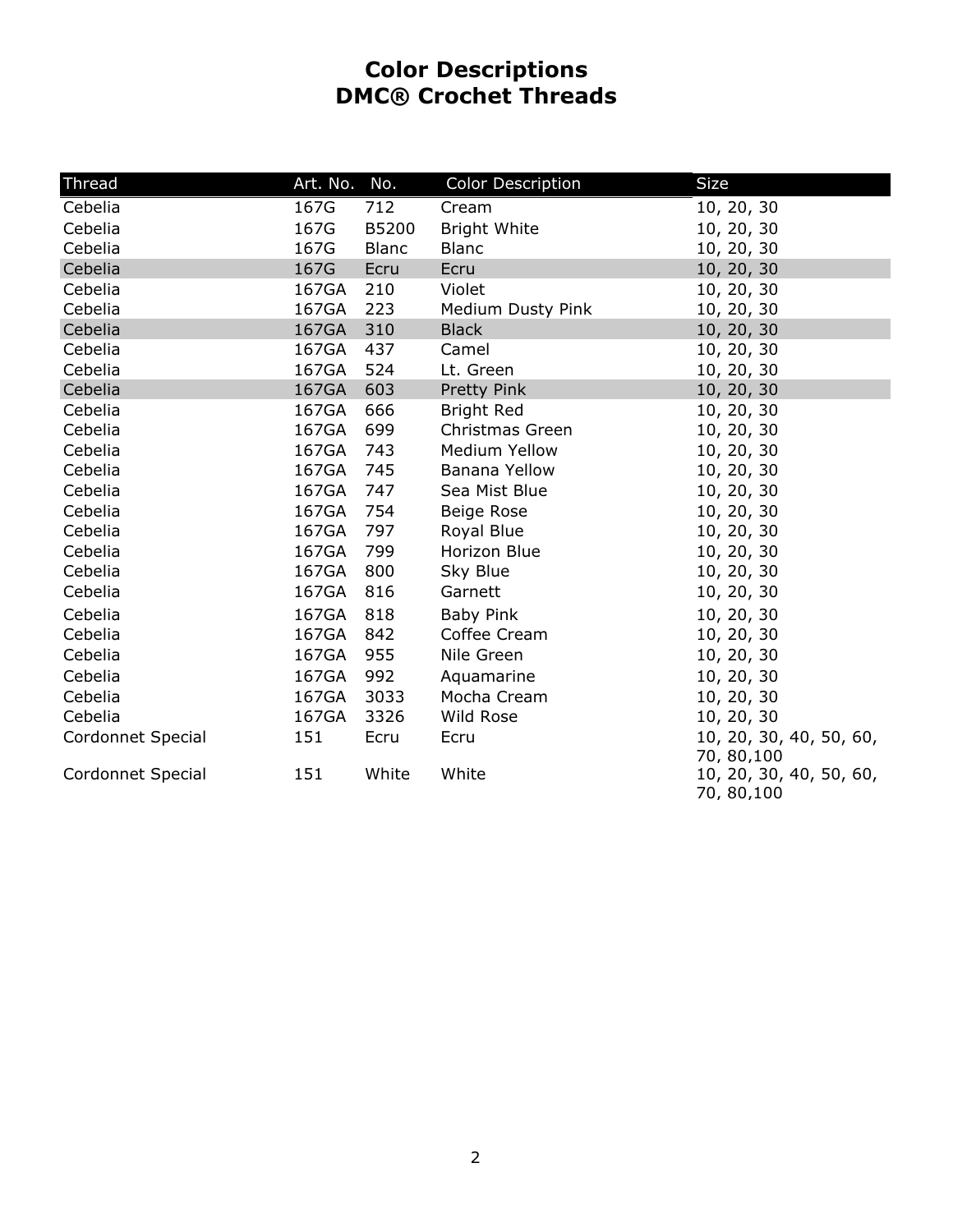# Color Descriptions
# DMC® Crochet Threads

| Thread | Art. No. | No. | Color Description | Size |
|---|---|---|---|---|
| Cebelia | 167G | 712 | Cream | 10, 20, 30 |
| Cebelia | 167G | B5200 | Bright White | 10, 20, 30 |
| Cebelia | 167G | Blanc | Blanc | 10, 20, 30 |
| Cebelia | 167G | Ecru | Ecru | 10, 20, 30 |
| Cebelia | 167GA | 210 | Violet | 10, 20, 30 |
| Cebelia | 167GA | 223 | Medium Dusty Pink | 10, 20, 30 |
| Cebelia | 167GA | 310 | Black | 10, 20, 30 |
| Cebelia | 167GA | 437 | Camel | 10, 20, 30 |
| Cebelia | 167GA | 524 | Lt. Green | 10, 20, 30 |
| Cebelia | 167GA | 603 | Pretty Pink | 10, 20, 30 |
| Cebelia | 167GA | 666 | Bright Red | 10, 20, 30 |
| Cebelia | 167GA | 699 | Christmas Green | 10, 20, 30 |
| Cebelia | 167GA | 743 | Medium Yellow | 10, 20, 30 |
| Cebelia | 167GA | 745 | Banana Yellow | 10, 20, 30 |
| Cebelia | 167GA | 747 | Sea Mist Blue | 10, 20, 30 |
| Cebelia | 167GA | 754 | Beige Rose | 10, 20, 30 |
| Cebelia | 167GA | 797 | Royal Blue | 10, 20, 30 |
| Cebelia | 167GA | 799 | Horizon Blue | 10, 20, 30 |
| Cebelia | 167GA | 800 | Sky Blue | 10, 20, 30 |
| Cebelia | 167GA | 816 | Garnett | 10, 20, 30 |
| Cebelia | 167GA | 818 | Baby Pink | 10, 20, 30 |
| Cebelia | 167GA | 842 | Coffee Cream | 10, 20, 30 |
| Cebelia | 167GA | 955 | Nile Green | 10, 20, 30 |
| Cebelia | 167GA | 992 | Aquamarine | 10, 20, 30 |
| Cebelia | 167GA | 3033 | Mocha Cream | 10, 20, 30 |
| Cebelia | 167GA | 3326 | Wild Rose | 10, 20, 30 |
| Cordonnet Special | 151 | Ecru | Ecru | 10, 20, 30, 40, 50, 60, 70, 80,100 |
| Cordonnet Special | 151 | White | White | 10, 20, 30, 40, 50, 60, 70, 80,100 |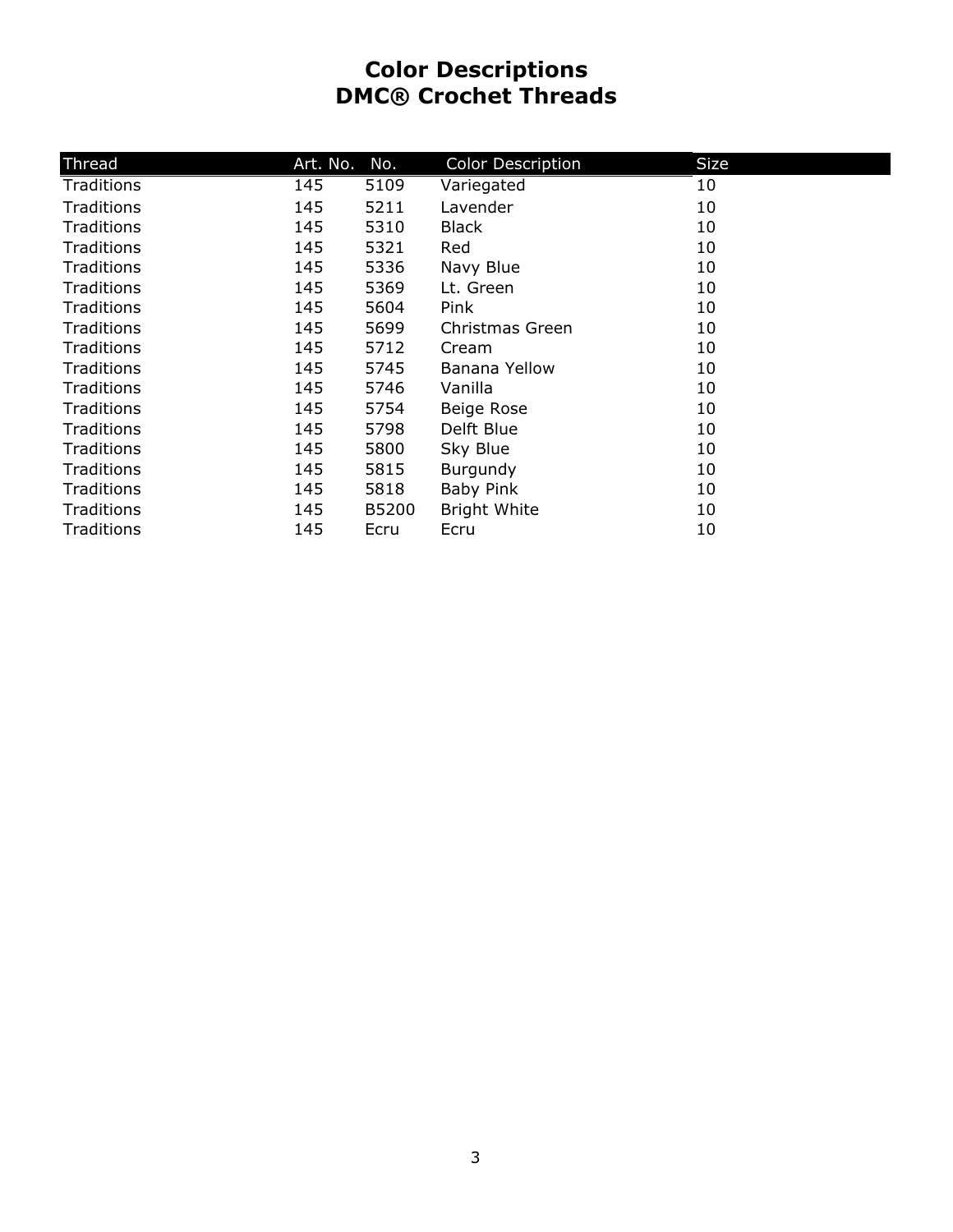# Color Descriptions
# DMC® Crochet Threads

| Thread | Art. No. | No. | Color Description | Size |
| --- | --- | --- | --- | --- |
| Traditions | 145 | 5109 | Variegated | 10 |
| Traditions | 145 | 5211 | Lavender | 10 |
| Traditions | 145 | 5310 | Black | 10 |
| Traditions | 145 | 5321 | Red | 10 |
| Traditions | 145 | 5336 | Navy Blue | 10 |
| Traditions | 145 | 5369 | Lt. Green | 10 |
| Traditions | 145 | 5604 | Pink | 10 |
| Traditions | 145 | 5699 | Christmas Green | 10 |
| Traditions | 145 | 5712 | Cream | 10 |
| Traditions | 145 | 5745 | Banana Yellow | 10 |
| Traditions | 145 | 5746 | Vanilla | 10 |
| Traditions | 145 | 5754 | Beige Rose | 10 |
| Traditions | 145 | 5798 | Delft Blue | 10 |
| Traditions | 145 | 5800 | Sky Blue | 10 |
| Traditions | 145 | 5815 | Burgundy | 10 |
| Traditions | 145 | 5818 | Baby Pink | 10 |
| Traditions | 145 | B5200 | Bright White | 10 |
| Traditions | 145 | Ecru | Ecru | 10 |